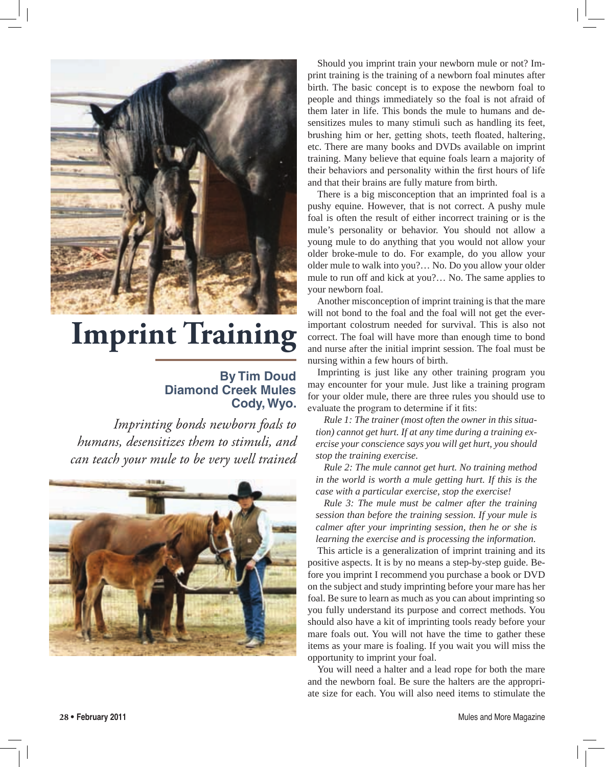# Imprint Training

**By Tim Doud**
**Diamond Creek Mules**
**Cody, Wyo.**

*Imprinting bonds newborn foals to humans, desensitizes them to stimuli, and can teach your mule to be very well trained*

Should you imprint train your newborn mule or not? Imprint training is the training of a newborn foal minutes after birth. The basic concept is to expose the newborn foal to people and things immediately so the foal is not afraid of them later in life. This bonds the mule to humans and desensitizes mules to many stimuli such as handling its feet, brushing him or her, getting shots, teeth floated, haltering, etc. There are many books and DVDs available on imprint training. Many believe that equine foals learn a majority of their behaviors and personality within the first hours of life and that their brains are fully mature from birth.

There is a big misconception that an imprinted foal is a pushy equine. However, that is not correct. A pushy mule foal is often the result of either incorrect training or is the mule's personality or behavior. You should not allow a young mule to do anything that you would not allow your older broke-mule to do. For example, do you allow your older mule to walk into you?… No. Do you allow your older mule to run off and kick at you?… No. The same applies to your newborn foal.

Another misconception of imprint training is that the mare will not bond to the foal and the foal will not get the ever-important colostrum needed for survival. This is also not correct. The foal will have more than enough time to bond and nurse after the initial imprint session. The foal must be nursing within a few hours of birth.

Imprinting is just like any other training program you may encounter for your mule. Just like a training program for your older mule, there are three rules you should use to evaluate the program to determine if it fits:

*Rule 1: The trainer (most often the owner in this situation) cannot get hurt. If at any time during a training exercise your conscience says you will get hurt, you should stop the training exercise.*

*Rule 2: The mule cannot get hurt. No training method in the world is worth a mule getting hurt. If this is the case with a particular exercise, stop the exercise!*

*Rule 3: The mule must be calmer after the training session than before the training session. If your mule is calmer after your imprinting session, then he or she is learning the exercise and is processing the information.*

This article is a generalization of imprint training and its positive aspects. It is by no means a step-by-step guide. Before you imprint I recommend you purchase a book or DVD on the subject and study imprinting before your mare has her foal. Be sure to learn as much as you can about imprinting so you fully understand its purpose and correct methods. You should also have a kit of imprinting tools ready before your mare foals out. You will not have the time to gather these items as your mare is foaling. If you wait you will miss the opportunity to imprint your foal.

You will need a halter and a lead rope for both the mare and the newborn foal. Be sure the halters are the appropriate size for each. You will also need items to stimulate the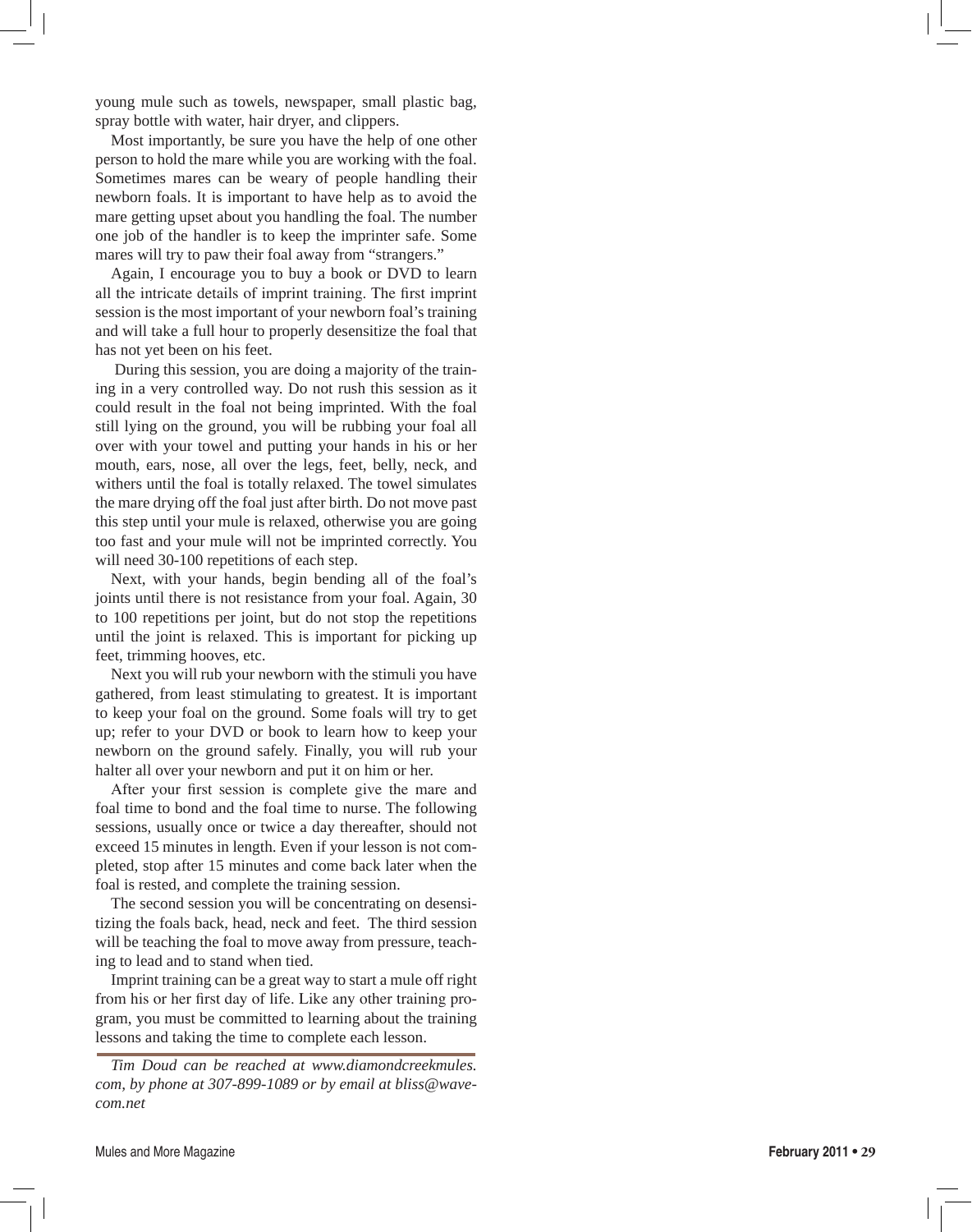young mule such as towels, newspaper, small plastic bag, spray bottle with water, hair dryer, and clippers.

Most importantly, be sure you have the help of one other person to hold the mare while you are working with the foal. Sometimes mares can be weary of people handling their newborn foals. It is important to have help as to avoid the mare getting upset about you handling the foal. The number one job of the handler is to keep the imprinter safe. Some mares will try to paw their foal away from "strangers."

Again, I encourage you to buy a book or DVD to learn all the intricate details of imprint training. The first imprint session is the most important of your newborn foal's training and will take a full hour to properly desensitize the foal that has not yet been on his feet.

During this session, you are doing a majority of the training in a very controlled way. Do not rush this session as it could result in the foal not being imprinted. With the foal still lying on the ground, you will be rubbing your foal all over with your towel and putting your hands in his or her mouth, ears, nose, all over the legs, feet, belly, neck, and withers until the foal is totally relaxed. The towel simulates the mare drying off the foal just after birth. Do not move past this step until your mule is relaxed, otherwise you are going too fast and your mule will not be imprinted correctly. You will need 30-100 repetitions of each step.

Next, with your hands, begin bending all of the foal's joints until there is not resistance from your foal. Again, 30 to 100 repetitions per joint, but do not stop the repetitions until the joint is relaxed. This is important for picking up feet, trimming hooves, etc.

Next you will rub your newborn with the stimuli you have gathered, from least stimulating to greatest. It is important to keep your foal on the ground. Some foals will try to get up; refer to your DVD or book to learn how to keep your newborn on the ground safely. Finally, you will rub your halter all over your newborn and put it on him or her.

After your first session is complete give the mare and foal time to bond and the foal time to nurse. The following sessions, usually once or twice a day thereafter, should not exceed 15 minutes in length. Even if your lesson is not completed, stop after 15 minutes and come back later when the foal is rested, and complete the training session.

The second session you will be concentrating on desensitizing the foals back, head, neck and feet. The third session will be teaching the foal to move away from pressure, teaching to lead and to stand when tied.

Imprint training can be a great way to start a mule off right from his or her first day of life. Like any other training program, you must be committed to learning about the training lessons and taking the time to complete each lesson.

---

*Tim Doud can be reached at www.diamondcreekmules.com, by phone at 307-899-1089 or by email at bliss@wavecom.net*